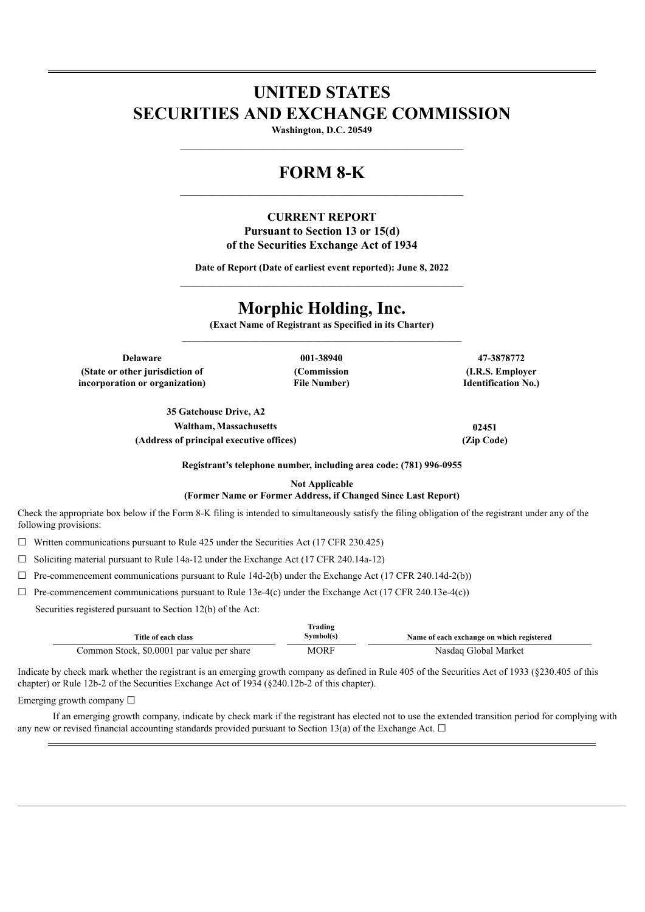# UNITED STATES
# SECURITIES AND EXCHANGE COMMISSION

**Washington, D.C. 20549**

# FORM 8-K

**CURRENT REPORT**
**Pursuant to Section 13 or 15(d)**
**of the Securities Exchange Act of 1934**

**Date of Report (Date of earliest event reported): June 8, 2022**

# Morphic Holding, Inc.

**(Exact Name of Registrant as Specified in its Charter)**

| **Delaware** | **001-38940** | **47-3878772** |
|---|---|---|
| **(State or other jurisdiction of incorporation or organization)** | **(Commission File Number)** | **(I.R.S. Employer Identification No.)** |

| **35 Gatehouse Drive, A2 Waltham, Massachusetts** | **02451** |
|---|---|
| **(Address of principal executive offices)** | **(Zip Code)** |

**Registrant's telephone number, including area code: (781) 996-0955**

**Not Applicable**
**(Former Name or Former Address, if Changed Since Last Report)**

Check the appropriate box below if the Form 8-K filing is intended to simultaneously satisfy the filing obligation of the registrant under any of the following provisions:

☐ Written communications pursuant to Rule 425 under the Securities Act (17 CFR 230.425)

☐ Soliciting material pursuant to Rule 14a-12 under the Exchange Act (17 CFR 240.14a-12)

☐ Pre-commencement communications pursuant to Rule 14d-2(b) under the Exchange Act (17 CFR 240.14d-2(b))

☐ Pre-commencement communications pursuant to Rule 13e-4(c) under the Exchange Act (17 CFR 240.13e-4(c))

Securities registered pursuant to Section 12(b) of the Act:

| Title of each class | Trading Symbol(s) | Name of each exchange on which registered |
|---|---|---|
| Common Stock, $0.0001 par value per share | MORF | Nasdaq Global Market |

Indicate by check mark whether the registrant is an emerging growth company as defined in Rule 405 of the Securities Act of 1933 (§230.405 of this chapter) or Rule 12b-2 of the Securities Exchange Act of 1934 (§240.12b-2 of this chapter).

Emerging growth company ☐

If an emerging growth company, indicate by check mark if the registrant has elected not to use the extended transition period for complying with any new or revised financial accounting standards provided pursuant to Section 13(a) of the Exchange Act. ☐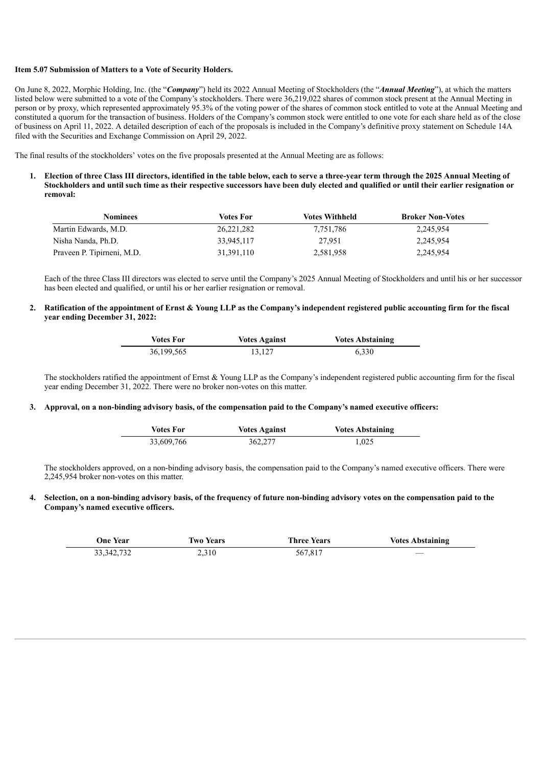**Item 5.07 Submission of Matters to a Vote of Security Holders.**

On June 8, 2022, Morphic Holding, Inc. (the "***Company***") held its 2022 Annual Meeting of Stockholders (the "***Annual Meeting***"), at which the matters listed below were submitted to a vote of the Company's stockholders. There were 36,219,022 shares of common stock present at the Annual Meeting in person or by proxy, which represented approximately 95.3% of the voting power of the shares of common stock entitled to vote at the Annual Meeting and constituted a quorum for the transaction of business. Holders of the Company's common stock were entitled to one vote for each share held as of the close of business on April 11, 2022. A detailed description of each of the proposals is included in the Company's definitive proxy statement on Schedule 14A filed with the Securities and Exchange Commission on April 29, 2022.

The final results of the stockholders' votes on the five proposals presented at the Annual Meeting are as follows:

1. **Election of three Class III directors, identified in the table below, each to serve a three-year term through the 2025 Annual Meeting of Stockholders and until such time as their respective successors have been duly elected and qualified or until their earlier resignation or removal:**

| Nominees | Votes For | Votes Withheld | Broker Non-Votes |
|---|---|---|---|
| Martin Edwards, M.D. | 26,221,282 | 7,751,786 | 2,245,954 |
| Nisha Nanda, Ph.D. | 33,945,117 | 27,951 | 2,245,954 |
| Praveen P. Tipirneni, M.D. | 31,391,110 | 2,581,958 | 2,245,954 |

Each of the three Class III directors was elected to serve until the Company's 2025 Annual Meeting of Stockholders and until his or her successor has been elected and qualified, or until his or her earlier resignation or removal.

2. **Ratification of the appointment of Ernst & Young LLP as the Company's independent registered public accounting firm for the fiscal year ending December 31, 2022:**

| Votes For | Votes Against | Votes Abstaining |
|---|---|---|
| 36,199,565 | 13,127 | 6,330 |

The stockholders ratified the appointment of Ernst & Young LLP as the Company's independent registered public accounting firm for the fiscal year ending December 31, 2022. There were no broker non-votes on this matter.

3. **Approval, on a non-binding advisory basis, of the compensation paid to the Company's named executive officers:**

| Votes For | Votes Against | Votes Abstaining |
|---|---|---|
| 33,609,766 | 362,277 | 1,025 |

The stockholders approved, on a non-binding advisory basis, the compensation paid to the Company's named executive officers. There were 2,245,954 broker non-votes on this matter.

4. **Selection, on a non-binding advisory basis, of the frequency of future non-binding advisory votes on the compensation paid to the Company's named executive officers.**

| One Year | Two Years | Three Years | Votes Abstaining |
|---|---|---|---|
| 33,342,732 | 2,310 | 567,817 | — |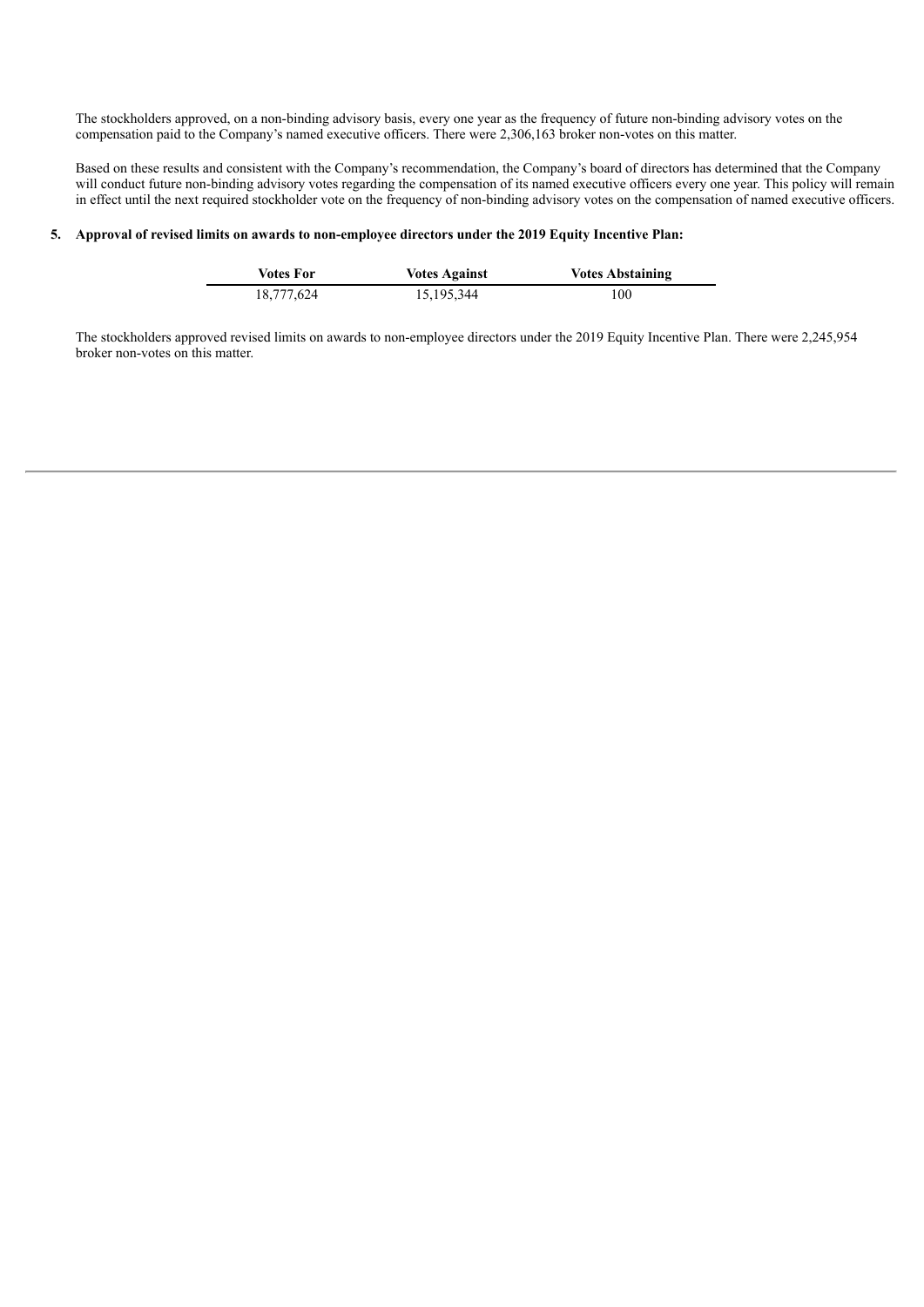The stockholders approved, on a non-binding advisory basis, every one year as the frequency of future non-binding advisory votes on the compensation paid to the Company's named executive officers. There were 2,306,163 broker non-votes on this matter.

Based on these results and consistent with the Company's recommendation, the Company's board of directors has determined that the Company will conduct future non-binding advisory votes regarding the compensation of its named executive officers every one year. This policy will remain in effect until the next required stockholder vote on the frequency of non-binding advisory votes on the compensation of named executive officers.

**5. Approval of revised limits on awards to non-employee directors under the 2019 Equity Incentive Plan:**

| Votes For | Votes Against | Votes Abstaining |
|---|---|---|
| 18,777,624 | 15,195,344 | 100 |

The stockholders approved revised limits on awards to non-employee directors under the 2019 Equity Incentive Plan. There were 2,245,954 broker non-votes on this matter.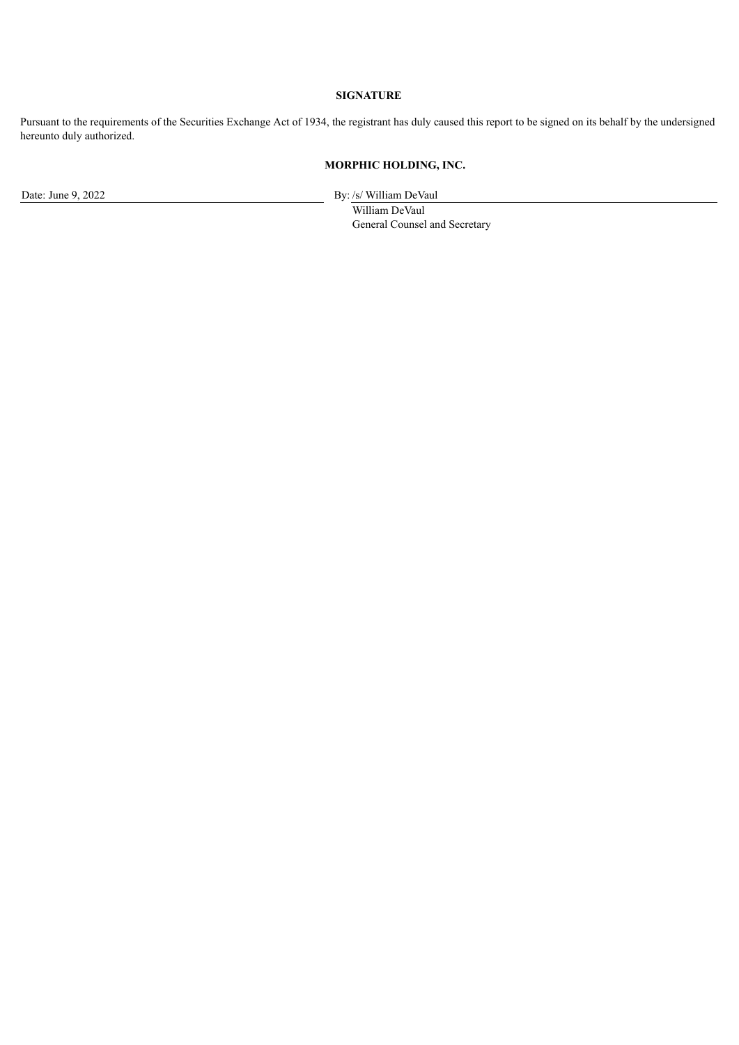## SIGNATURE

Pursuant to the requirements of the Securities Exchange Act of 1934, the registrant has duly caused this report to be signed on its behalf by the undersigned hereunto duly authorized.

**MORPHIC HOLDING, INC.**

Date: June 9, 2022

By: /s/ William DeVaul
William DeVaul
General Counsel and Secretary